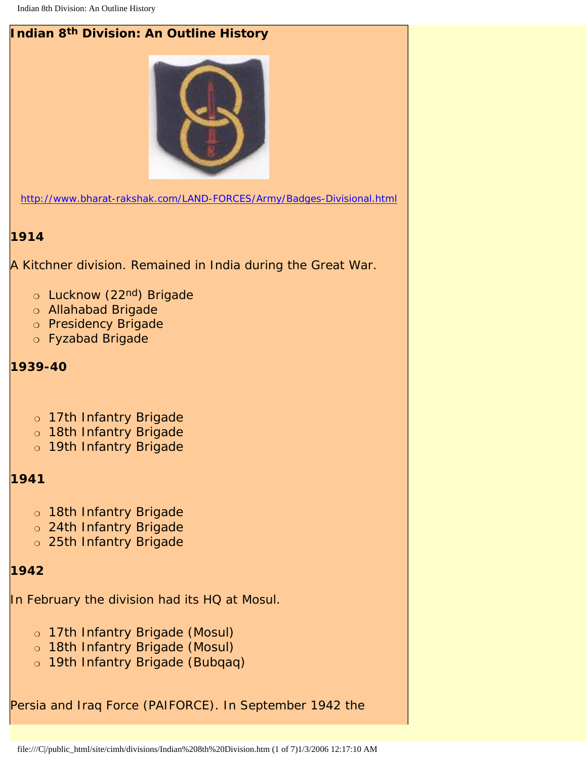# Indian 8th Division: An Outline History

http://www.bharat-rakshak.com/LAND-FORCES/Army/Badges-Divisional.html

**1914**

A Kitchner division. Remained in India during the Great War.

- Lucknow (22nd) Brigade
- Allahabad Brigade
- Presidency Brigade
- Fyzabad Brigade

**1939-40**

- 17th Infantry Brigade
- 18th Infantry Brigade
- 19th Infantry Brigade

**1941**

- 18th Infantry Brigade
- 24th Infantry Brigade
- 25th Infantry Brigade

**1942**

In February the division had its HQ at Mosul.

- 17th Infantry Brigade (Mosul)
- 18th Infantry Brigade (Mosul)
- 19th Infantry Brigade (Bubqaq)

Persia and Iraq Force (PAIFORCE). In September 1942 the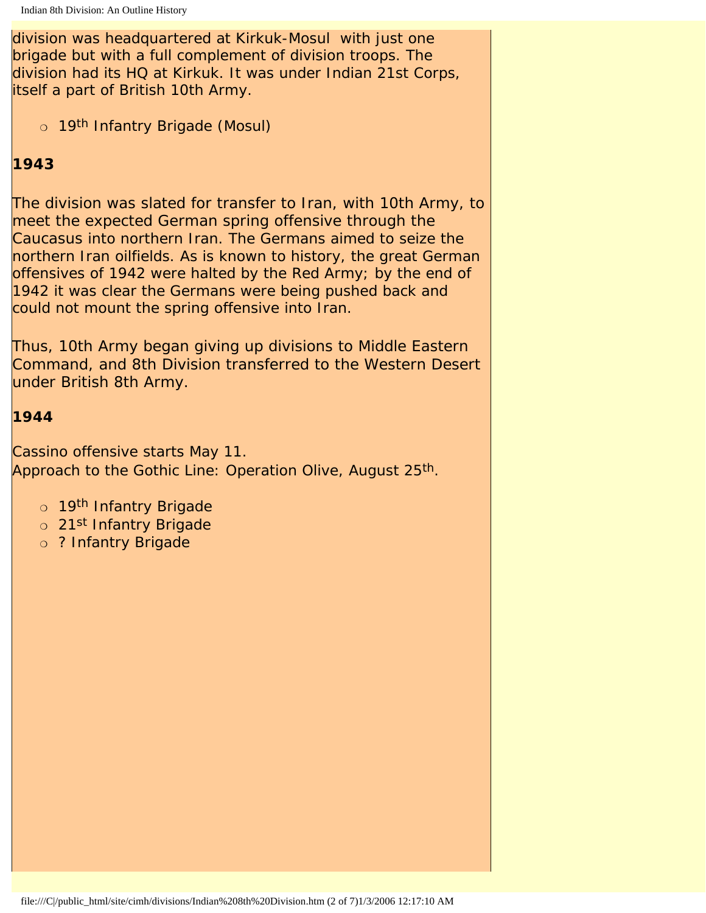division was headquartered at Kirkuk-Mosul  with just one brigade but with a full complement of division troops. The division had its HQ at Kirkuk. It was under Indian 21st Corps, itself a part of British 10th Army.

- 19th Infantry Brigade (Mosul)

**1943**

The division was slated for transfer to Iran, with 10th Army, to meet the expected German spring offensive through the Caucasus into northern Iran. The Germans aimed to seize the northern Iran oilfields. As is known to history, the great German offensives of 1942 were halted by the Red Army; by the end of 1942 it was clear the Germans were being pushed back and could not mount the spring offensive into Iran.

Thus, 10th Army began giving up divisions to Middle Eastern Command, and 8th Division transferred to the Western Desert under British 8th Army.

**1944**

Cassino offensive starts May 11.
Approach to the Gothic Line: Operation Olive, August 25th.

- 19th Infantry Brigade
- 21st Infantry Brigade
- ? Infantry Brigade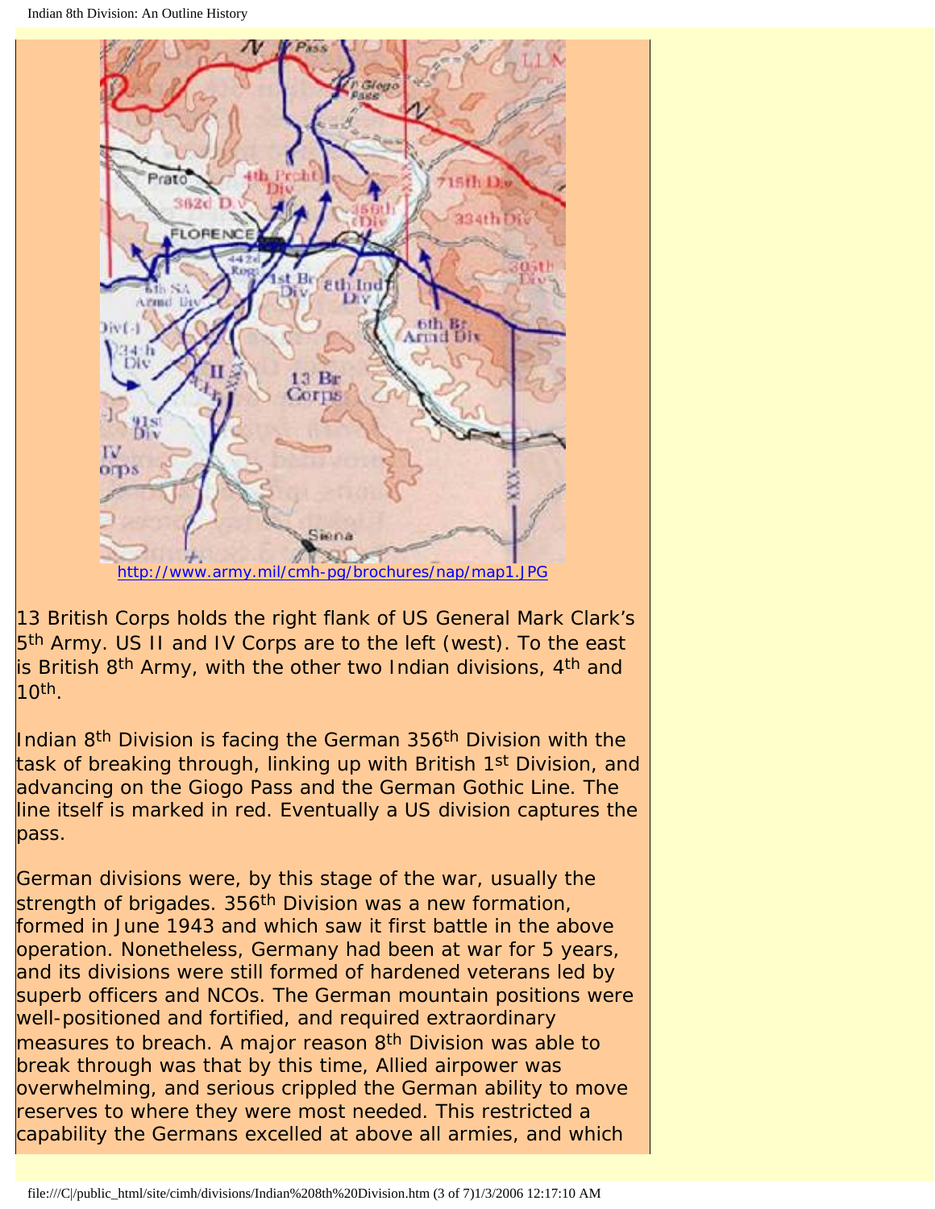http://www.army.mil/cmh-pg/brochures/nap/map1.JPG

13 British Corps holds the right flank of US General Mark Clark's 5th Army. US II and IV Corps are to the left (west). To the east is British 8th Army, with the other two Indian divisions, 4th and 10th.

Indian 8th Division is facing the German 356th Division with the task of breaking through, linking up with British 1st Division, and advancing on the Giogo Pass and the German Gothic Line. The line itself is marked in red. Eventually a US division captures the pass.

German divisions were, by this stage of the war, usually the strength of brigades. 356th Division was a new formation, formed in June 1943 and which saw it first battle in the above operation. Nonetheless, Germany had been at war for 5 years, and its divisions were still formed of hardened veterans led by superb officers and NCOs. The German mountain positions were well-positioned and fortified, and required extraordinary measures to breach. A major reason 8th Division was able to break through was that by this time, Allied airpower was overwhelming, and serious crippled the German ability to move reserves to where they were most needed. This restricted a capability the Germans excelled at above all armies, and which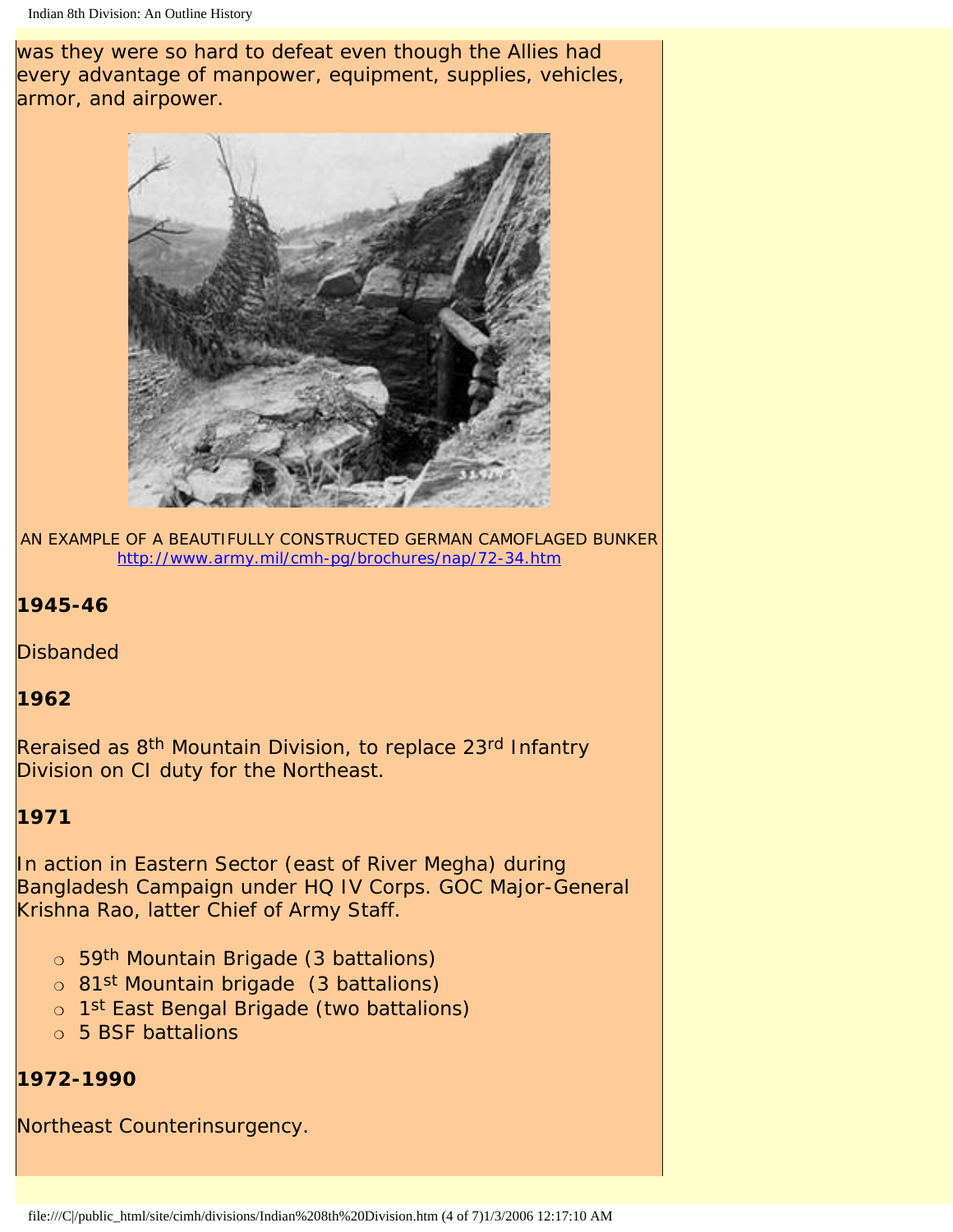was they were so hard to defeat even though the Allies had every advantage of manpower, equipment, supplies, vehicles, armor, and airpower.

AN EXAMPLE OF A BEAUTIFULLY CONSTRUCTED GERMAN CAMOFLAGED BUNKER
http://www.army.mil/cmh-pg/brochures/nap/72-34.htm

**1945-46**

Disbanded

**1962**

Reraised as 8th Mountain Division, to replace 23rd Infantry Division on CI duty for the Northeast.

**1971**

In action in Eastern Sector (east of River Megha) during Bangladesh Campaign under HQ IV Corps. GOC Major-General Krishna Rao, latter Chief of Army Staff.

- 59th Mountain Brigade (3 battalions)
- 81st Mountain brigade (3 battalions)
- 1st East Bengal Brigade (two battalions)
- 5 BSF battalions

**1972-1990**

Northeast Counterinsurgency.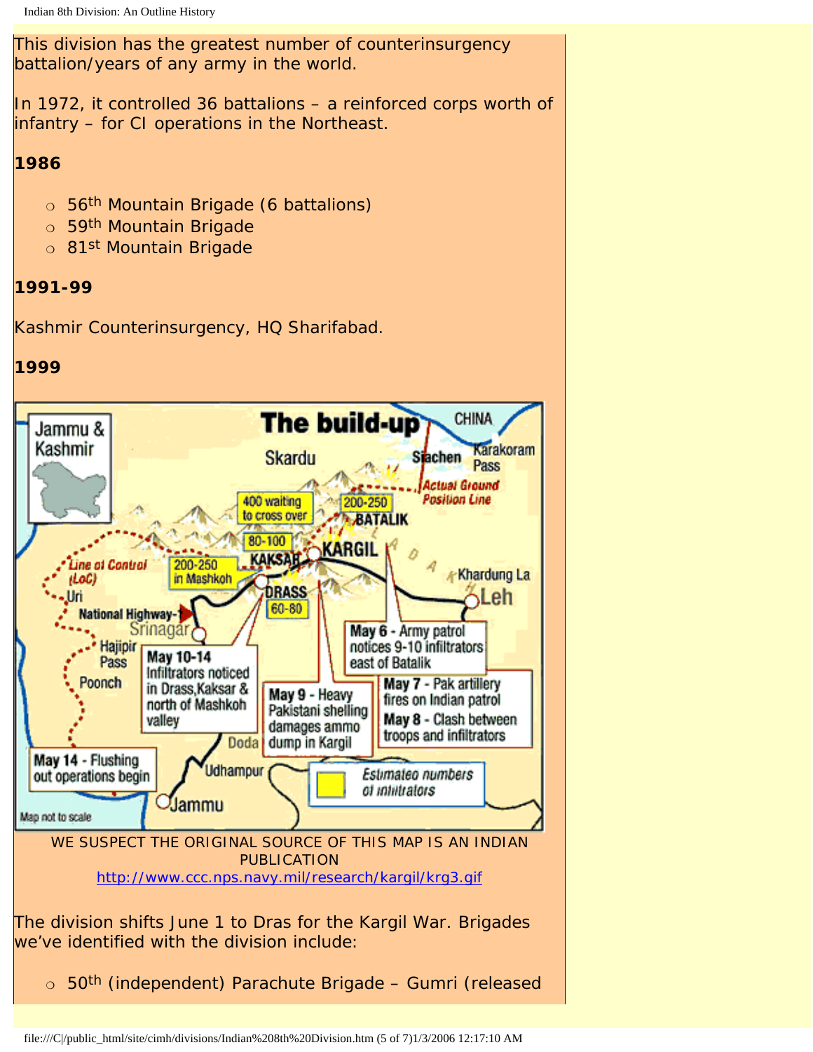This division has the greatest number of counterinsurgency battalion/years of any army in the world.

In 1972, it controlled 36 battalions – a reinforced corps worth of infantry – for CI operations in the Northeast.

**1986**

- 56th Mountain Brigade (6 battalions)
- 59th Mountain Brigade
- 81st Mountain Brigade

**1991-99**

Kashmir Counterinsurgency, HQ Sharifabad.

**1999**

WE SUSPECT THE ORIGINAL SOURCE OF THIS MAP IS AN INDIAN PUBLICATION
http://www.ccc.nps.navy.mil/research/kargil/krg3.gif

The division shifts June 1 to Dras for the Kargil War. Brigades we've identified with the division include:

- 50th (independent) Parachute Brigade – Gumri (released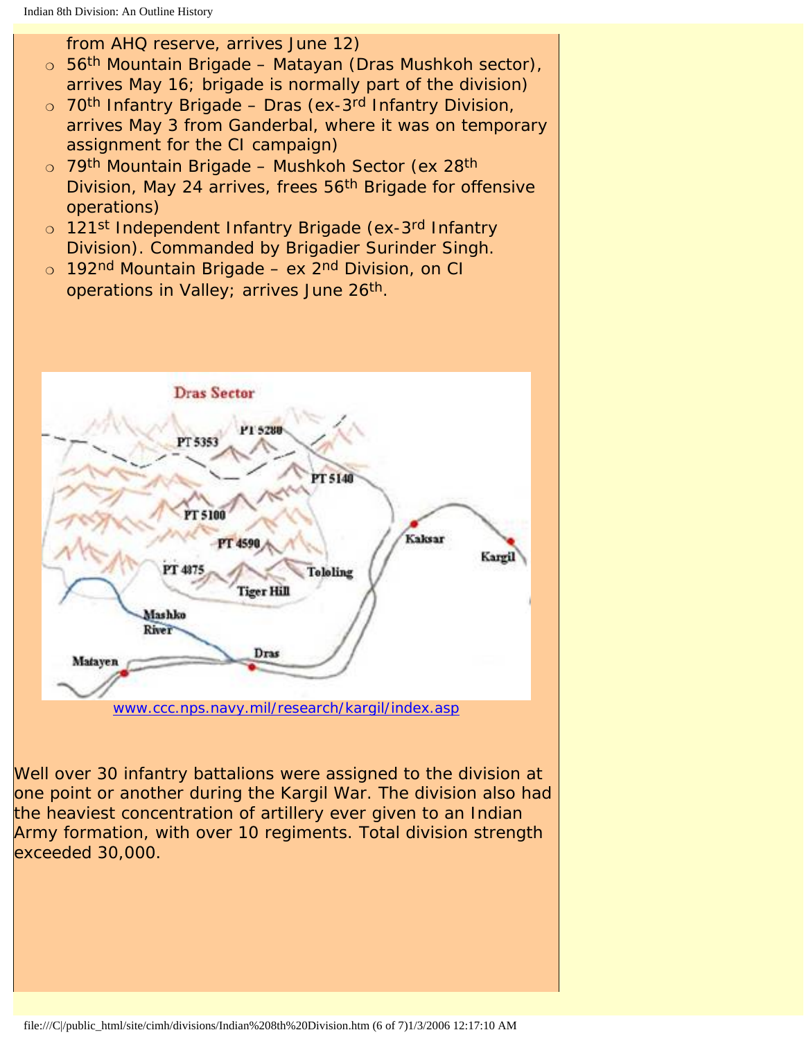from AHQ reserve, arrives June 12)

- 56th Mountain Brigade – Matayan (Dras Mushkoh sector), arrives May 16; brigade is normally part of the division)
- 70th Infantry Brigade – Dras (ex-3rd Infantry Division, arrives May 3 from Ganderbal, where it was on temporary assignment for the CI campaign)
- 79th Mountain Brigade – Mushkoh Sector (ex 28th Division, May 24 arrives, frees 56th Brigade for offensive operations)
- 121st Independent Infantry Brigade (ex-3rd Infantry Division). Commanded by Brigadier Surinder Singh.
- 192nd Mountain Brigade – ex 2nd Division, on CI operations in Valley; arrives June 26th.

www.ccc.nps.navy.mil/research/kargil/index.asp

Well over 30 infantry battalions were assigned to the division at one point or another during the Kargil War. The division also had the heaviest concentration of artillery ever given to an Indian Army formation, with over 10 regiments. Total division strength exceeded 30,000.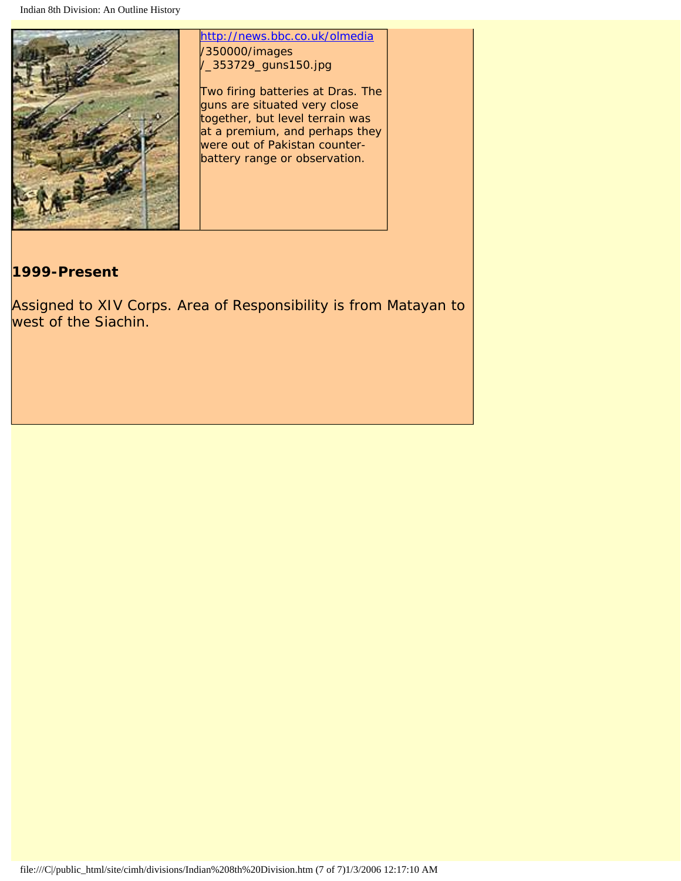http://news.bbc.co.uk/olmedia/350000/images/_353729_guns150.jpg

Two firing batteries at Dras. The guns are situated very close together, but level terrain was at a premium, and perhaps they were out of Pakistan counter-battery range or observation.

**1999-Present**

Assigned to XIV Corps. Area of Responsibility is from Matayan to west of the Siachin.